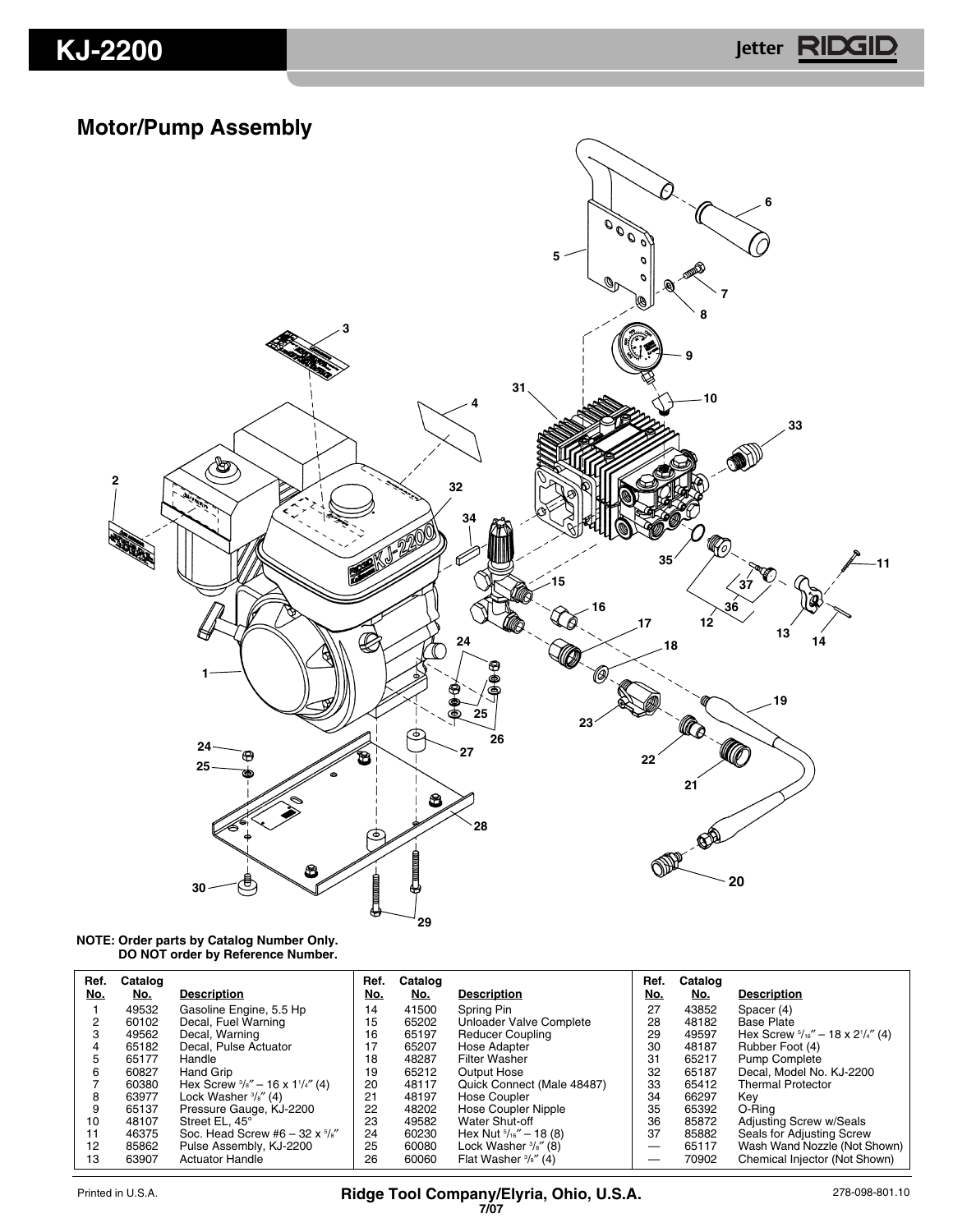# KJ-2200

## Motor/Pump Assembly

**NOTE: Order parts by Catalog Number Only. DO NOT order by Reference Number.**

| Ref. No. | Catalog No. | Description |
|---|---|---|
| 1 | 49532 | Gasoline Engine, 5.5 Hp |
| 2 | 60102 | Decal, Fuel Warning |
| 3 | 49562 | Decal, Warning |
| 4 | 65182 | Decal, Pulse Actuator |
| 5 | 65177 | Handle |
| 6 | 60827 | Hand Grip |
| 7 | 60380 | Hex Screw 3/8″ – 16 x 1 1/4″ (4) |
| 8 | 63977 | Lock Washer 3/8″ (4) |
| 9 | 65137 | Pressure Gauge, KJ-2200 |
| 10 | 48107 | Street EL, 45° |
| 11 | 46375 | Soc. Head Screw #6 – 32 x 5/8″ |
| 12 | 85862 | Pulse Assembly, KJ-2200 |
| 13 | 63907 | Actuator Handle |
| 14 | 41500 | Spring Pin |
| 15 | 65202 | Unloader Valve Complete |
| 16 | 65197 | Reducer Coupling |
| 17 | 65207 | Hose Adapter |
| 18 | 48287 | Filter Washer |
| 19 | 65212 | Output Hose |
| 20 | 48117 | Quick Connect (Male 48487) |
| 21 | 48197 | Hose Coupler |
| 22 | 48202 | Hose Coupler Nipple |
| 23 | 49582 | Water Shut-off |
| 24 | 60230 | Hex Nut 5/16″ – 18 (8) |
| 25 | 60080 | Lock Washer 5/16″ (8) |
| 26 | 60060 | Flat Washer 5/16″ (4) |
| 27 | 43852 | Spacer (4) |
| 28 | 48182 | Base Plate |
| 29 | 49597 | Hex Screw 5/16″ – 18 x 2 1/4″ (4) |
| 30 | 48187 | Rubber Foot (4) |
| 31 | 65217 | Pump Complete |
| 32 | 65187 | Decal, Model No. KJ-2200 |
| 33 | 65412 | Thermal Protector |
| 34 | 66297 | Key |
| 35 | 65392 | O-Ring |
| 36 | 85872 | Adjusting Screw w/Seals |
| 37 | 85882 | Seals for Adjusting Screw |
| — | 65117 | Wash Wand Nozzle (Not Shown) |
| — | 70902 | Chemical Injector (Not Shown) |

Printed in U.S.A.

Ridge Tool Company/Elyria, Ohio, U.S.A.

7/07

278-098-801.10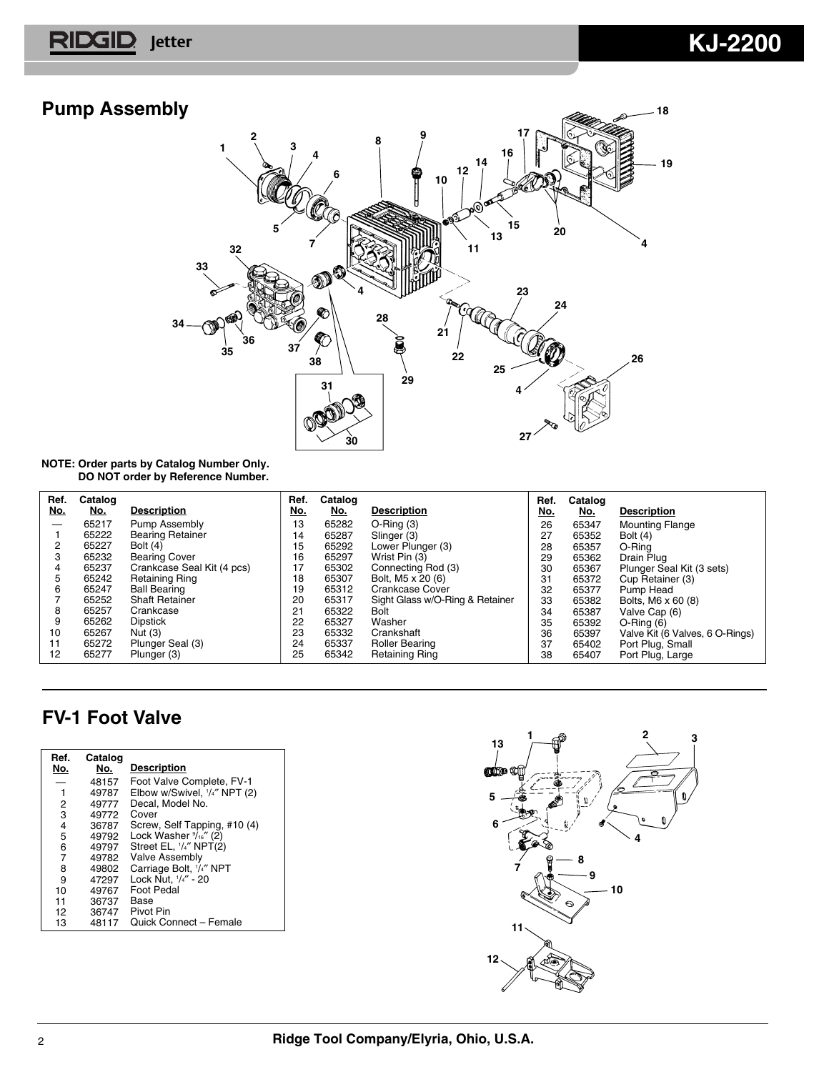## Pump Assembly

**NOTE: Order parts by Catalog Number Only.
DO NOT order by Reference Number.**

| Ref. No. | Catalog No. | Description |
|---|---|---|
| — | 65217 | Pump Assembly |
| 1 | 65222 | Bearing Retainer |
| 2 | 65227 | Bolt (4) |
| 3 | 65232 | Bearing Cover |
| 4 | 65237 | Crankcase Seal Kit (4 pcs) |
| 5 | 65242 | Retaining Ring |
| 6 | 65247 | Ball Bearing |
| 7 | 65252 | Shaft Retainer |
| 8 | 65257 | Crankcase |
| 9 | 65262 | Dipstick |
| 10 | 65267 | Nut (3) |
| 11 | 65272 | Plunger Seal (3) |
| 12 | 65277 | Plunger (3) |
| 13 | 65282 | O-Ring (3) |
| 14 | 65287 | Slinger (3) |
| 15 | 65292 | Lower Plunger (3) |
| 16 | 65297 | Wrist Pin (3) |
| 17 | 65302 | Connecting Rod (3) |
| 18 | 65307 | Bolt, M5 x 20 (6) |
| 19 | 65312 | Crankcase Cover |
| 20 | 65317 | Sight Glass w/O-Ring & Retainer |
| 21 | 65322 | Bolt |
| 22 | 65327 | Washer |
| 23 | 65332 | Crankshaft |
| 24 | 65337 | Roller Bearing |
| 25 | 65342 | Retaining Ring |
| 26 | 65347 | Mounting Flange |
| 27 | 65352 | Bolt (4) |
| 28 | 65357 | O-Ring |
| 29 | 65362 | Drain Plug |
| 30 | 65367 | Plunger Seal Kit (3 sets) |
| 31 | 65372 | Cup Retainer (3) |
| 32 | 65377 | Pump Head |
| 33 | 65382 | Bolts, M6 x 60 (8) |
| 34 | 65387 | Valve Cap (6) |
| 35 | 65392 | O-Ring (6) |
| 36 | 65397 | Valve Kit (6 Valves, 6 O-Rings) |
| 37 | 65402 | Port Plug, Small |
| 38 | 65407 | Port Plug, Large |

## FV-1 Foot Valve

| Ref. No. | Catalog No. | Description |
|---|---|---|
| — | 48157 | Foot Valve Complete, FV-1 |
| 1 | 49787 | Elbow w/Swivel, 1/4″ NPT (2) |
| 2 | 49777 | Decal, Model No. |
| 3 | 49772 | Cover |
| 4 | 36787 | Screw, Self Tapping, #10 (4) |
| 5 | 49792 | Lock Washer 9/16″ (2) |
| 6 | 49797 | Street EL, 1/4″ NPT(2) |
| 7 | 49782 | Valve Assembly |
| 8 | 49802 | Carriage Bolt, 1/4″ NPT |
| 9 | 47297 | Lock Nut, 1/4″ - 20 |
| 10 | 49767 | Foot Pedal |
| 11 | 36737 | Base |
| 12 | 36747 | Pivot Pin |
| 13 | 48117 | Quick Connect – Female |

Ridge Tool Company/Elyria, Ohio, U.S.A.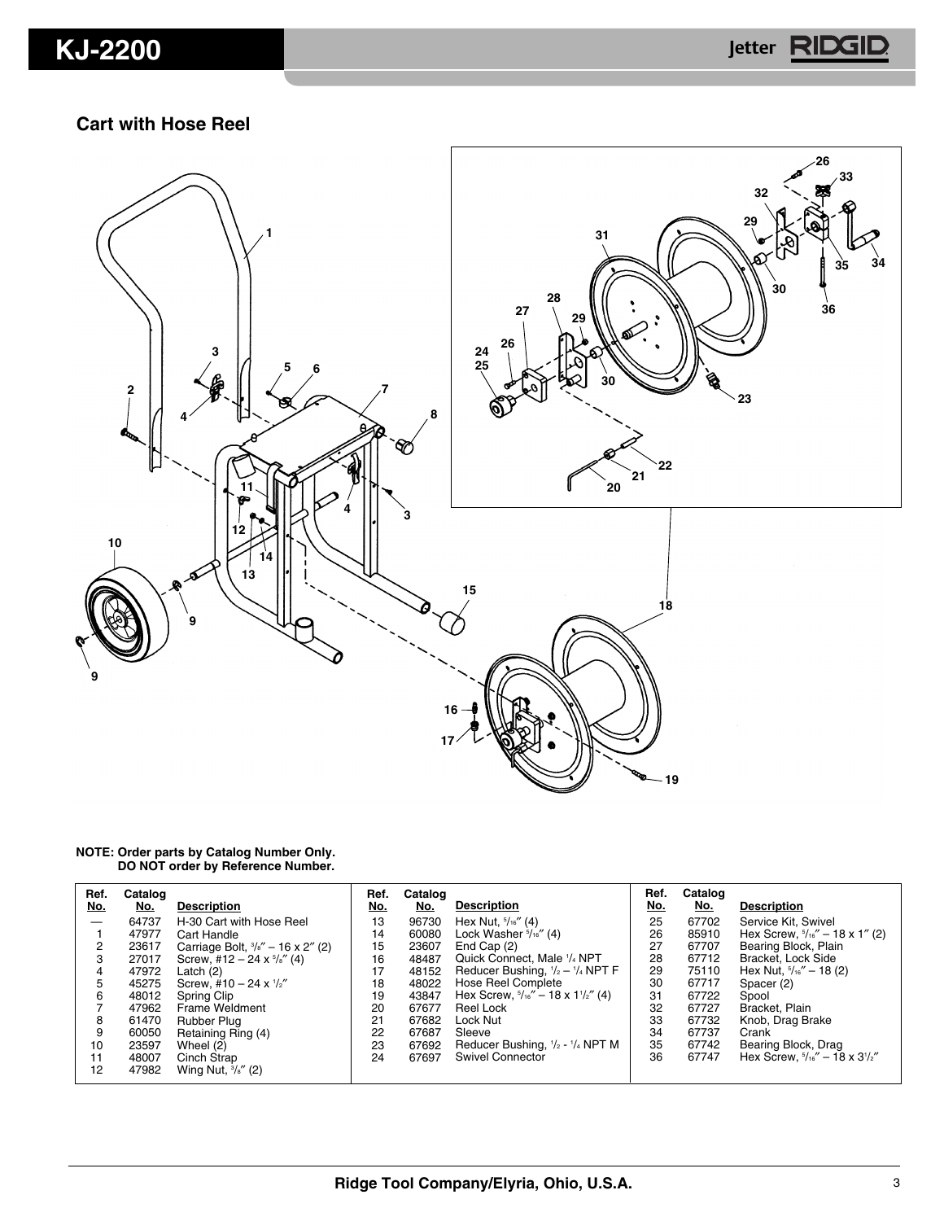## Cart with Hose Reel

**NOTE: Order parts by Catalog Number Only.
DO NOT order by Reference Number.**

| Ref. No. | Catalog No. | Description |
|---|---|---|
| — | 64737 | H-30 Cart with Hose Reel |
| 1 | 47977 | Cart Handle |
| 2 | 23617 | Carriage Bolt, 3/8″ – 16 x 2″ (2) |
| 3 | 27017 | Screw, #12 – 24 x 5/8″ (4) |
| 4 | 47972 | Latch (2) |
| 5 | 45275 | Screw, #10 – 24 x 1/2″ |
| 6 | 48012 | Spring Clip |
| 7 | 47962 | Frame Weldment |
| 8 | 61470 | Rubber Plug |
| 9 | 60050 | Retaining Ring (4) |
| 10 | 23597 | Wheel (2) |
| 11 | 48007 | Cinch Strap |
| 12 | 47982 | Wing Nut, 3/8″ (2) |
| 13 | 96730 | Hex Nut, 5/16″ (4) |
| 14 | 60080 | Lock Washer 5/16″ (4) |
| 15 | 23607 | End Cap (2) |
| 16 | 48487 | Quick Connect, Male 1/4 NPT |
| 17 | 48152 | Reducer Bushing, 1/2 – 1/4 NPT F |
| 18 | 48022 | Hose Reel Complete |
| 19 | 43847 | Hex Screw, 5/16″ – 18 x 1 1/2″ (4) |
| 20 | 67677 | Reel Lock |
| 21 | 67682 | Lock Nut |
| 22 | 67687 | Sleeve |
| 23 | 67692 | Reducer Bushing, 1/2 - 1/4 NPT M |
| 24 | 67697 | Swivel Connector |
| 25 | 67702 | Service Kit, Swivel |
| 26 | 85910 | Hex Screw, 5/16″ – 18 x 1″ (2) |
| 27 | 67707 | Bearing Block, Plain |
| 28 | 67712 | Bracket, Lock Side |
| 29 | 75110 | Hex Nut, 5/16″ – 18 (2) |
| 30 | 67717 | Spacer (2) |
| 31 | 67722 | Spool |
| 32 | 67727 | Bracket, Plain |
| 33 | 67732 | Knob, Drag Brake |
| 34 | 67737 | Crank |
| 35 | 67742 | Bearing Block, Drag |
| 36 | 67747 | Hex Screw, 5/16″ – 18 x 3 1/2″ |

Ridge Tool Company/Elyria, Ohio, U.S.A.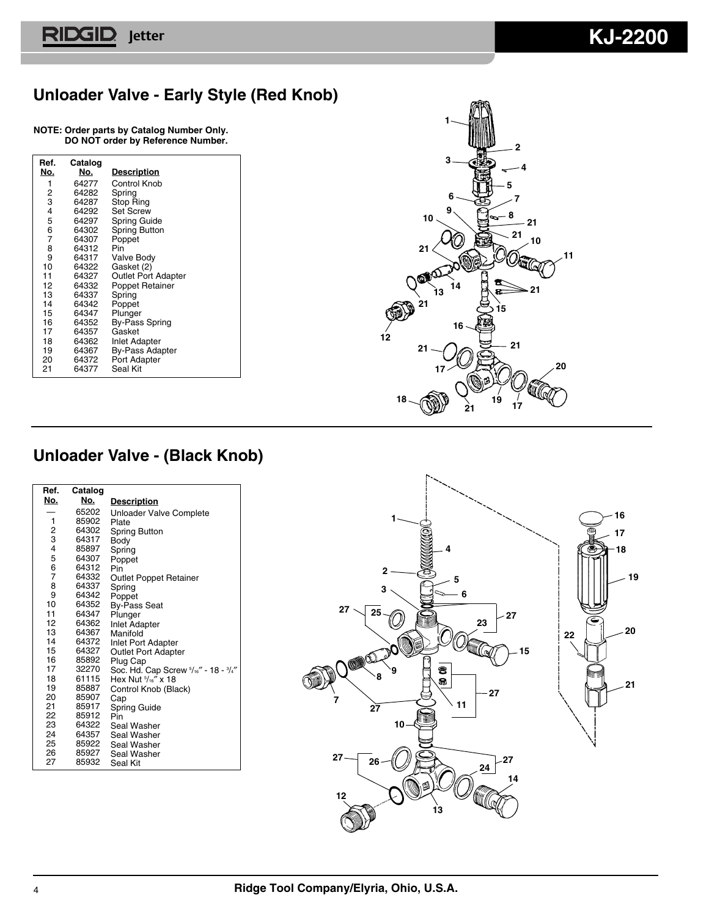## Unloader Valve - Early Style (Red Knob)

**NOTE: Order parts by Catalog Number Only. DO NOT order by Reference Number.**

| Ref. No. | Catalog No. | Description |
|---|---|---|
| 1 | 64277 | Control Knob |
| 2 | 64282 | Spring |
| 3 | 64287 | Stop Ring |
| 4 | 64292 | Set Screw |
| 5 | 64297 | Spring Guide |
| 6 | 64302 | Spring Button |
| 7 | 64307 | Poppet |
| 8 | 64312 | Pin |
| 9 | 64317 | Valve Body |
| 10 | 64322 | Gasket (2) |
| 11 | 64327 | Outlet Port Adapter |
| 12 | 64332 | Poppet Retainer |
| 13 | 64337 | Spring |
| 14 | 64342 | Poppet |
| 15 | 64347 | Plunger |
| 16 | 64352 | By-Pass Spring |
| 17 | 64357 | Gasket |
| 18 | 64362 | Inlet Adapter |
| 19 | 64367 | By-Pass Adapter |
| 20 | 64372 | Port Adapter |
| 21 | 64377 | Seal Kit |

## Unloader Valve - (Black Knob)

| Ref. No. | Catalog No. | Description |
|---|---|---|
| — | 65202 | Unloader Valve Complete |
| 1 | 85902 | Plate |
| 2 | 64302 | Spring Button |
| 3 | 64317 | Body |
| 4 | 85897 | Spring |
| 5 | 64307 | Poppet |
| 6 | 64312 | Pin |
| 7 | 64332 | Outlet Poppet Retainer |
| 8 | 64337 | Spring |
| 9 | 64342 | Poppet |
| 10 | 64352 | By-Pass Seat |
| 11 | 64347 | Plunger |
| 12 | 64362 | Inlet Adapter |
| 13 | 64367 | Manifold |
| 14 | 64372 | Inlet Port Adapter |
| 15 | 64327 | Outlet Port Adapter |
| 16 | 85892 | Plug Cap |
| 17 | 32270 | Soc. Hd. Cap Screw 5/16″ - 18 - 3/4″ |
| 18 | 61115 | Hex Nut 5/16″ x 18 |
| 19 | 85887 | Control Knob (Black) |
| 20 | 85907 | Cap |
| 21 | 85917 | Spring Guide |
| 22 | 85912 | Pin |
| 23 | 64322 | Seal Washer |
| 24 | 64357 | Seal Washer |
| 25 | 85922 | Seal Washer |
| 26 | 85927 | Seal Washer |
| 27 | 85932 | Seal Kit |

Ridge Tool Company/Elyria, Ohio, U.S.A.